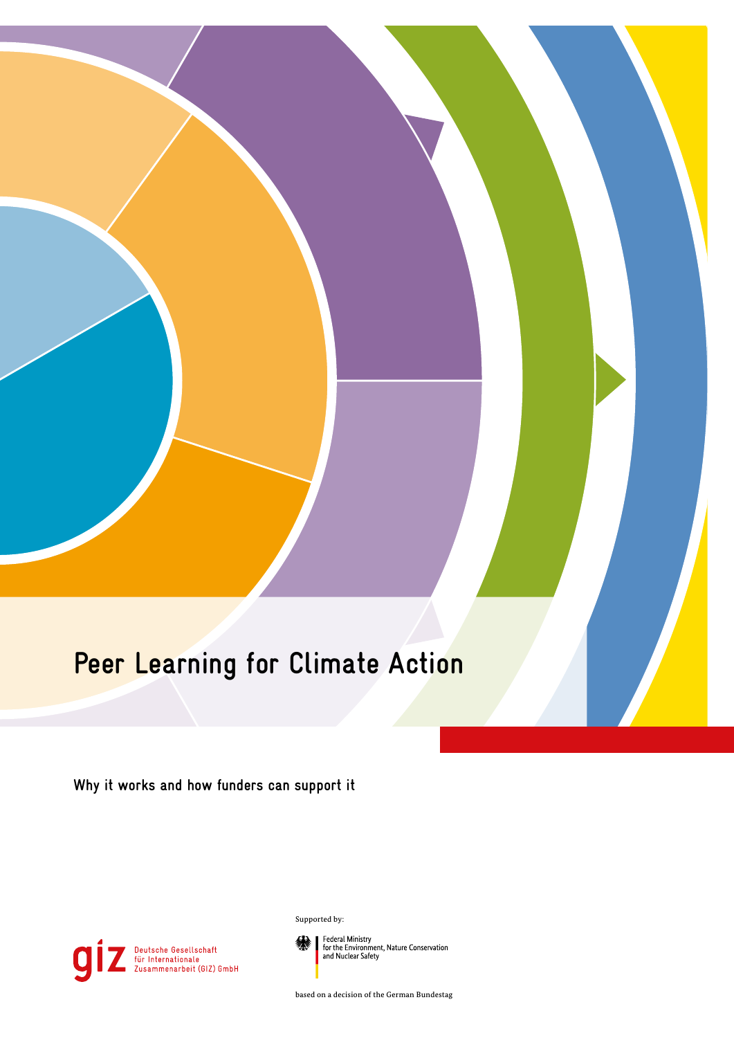# Peer Learning for Climate Action

**Why it works and how funders can support it**

Deutsche Gesellschaft für Internationale Zusammenarbeit (GIZ) GmbH

Supported by:

Federal Ministry for the Environment, Nature Conservation and Nuclear Safety

based on a decision of the German Bundestag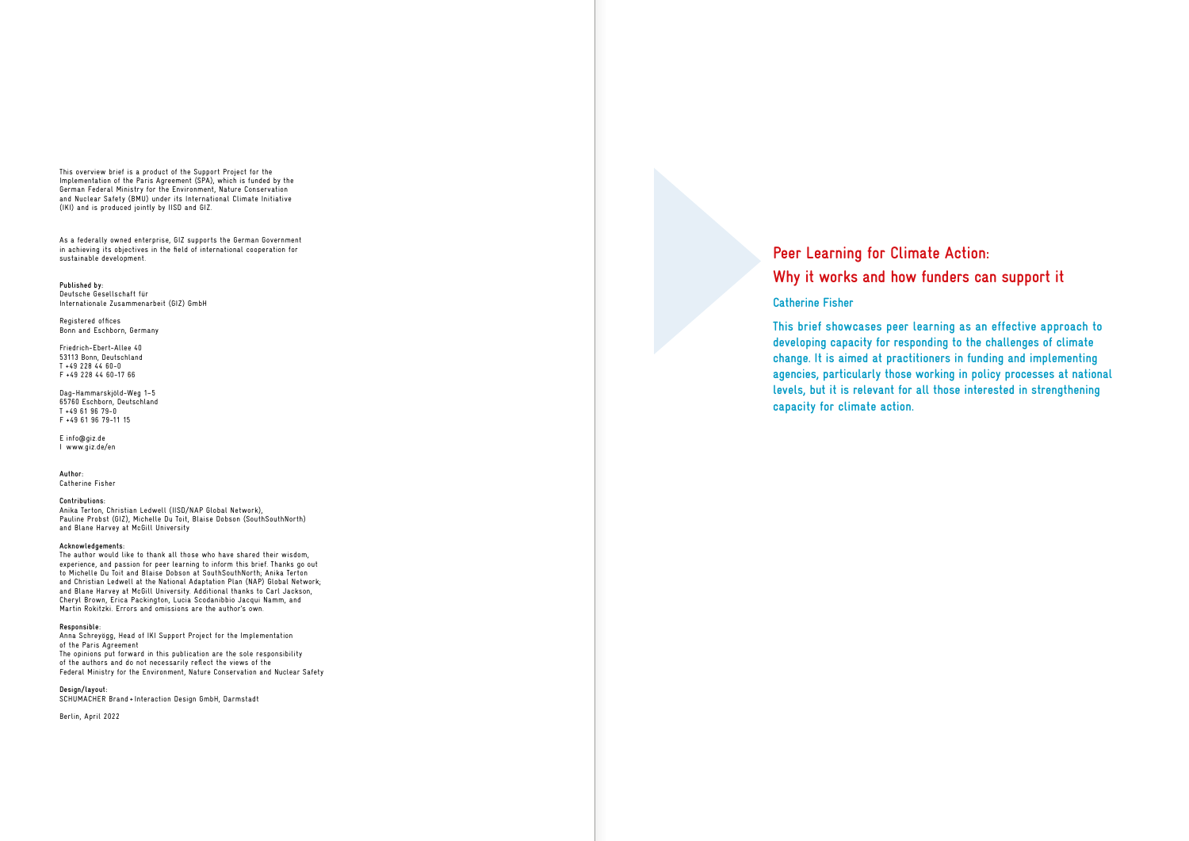This overview brief is a product of the Support Project for the Implementation of the Paris Agreement (SPA), which is funded by the German Federal Ministry for the Environment, Nature Conservation and Nuclear Safety (BMU) under its International Climate Initiative (IKI) and is produced jointly by IISD and GIZ.

As a federally owned enterprise, GIZ supports the German Government in achieving its objectives in the field of international cooperation for sustainable development.

**Published by:**
Deutsche Gesellschaft für
Internationale Zusammenarbeit (GIZ) GmbH

Registered offices
Bonn and Eschborn, Germany

Friedrich-Ebert-Allee 40
53113 Bonn, Deutschland
T +49 228 44 60-0
F +49 228 44 60-17 66

Dag-Hammarskjöld-Weg 1-5
65760 Eschborn, Deutschland
T +49 61 96 79-0
F +49 61 96 79-11 15

E info@giz.de
I www.giz.de/en

**Author:**
Catherine Fisher

**Contributions:**
Anika Terton, Christian Ledwell (IISD/NAP Global Network), Pauline Probst (GIZ), Michelle Du Toit, Blaise Dobson (SouthSouthNorth) and Blane Harvey at McGill University

**Acknowledgements:**
The author would like to thank all those who have shared their wisdom, experience, and passion for peer learning to inform this brief. Thanks go out to Michelle Du Toit and Blaise Dobson at SouthSouthNorth; Anika Terton and Christian Ledwell at the National Adaptation Plan (NAP) Global Network; and Blane Harvey at McGill University. Additional thanks to Carl Jackson, Cheryl Brown, Erica Packington, Lucia Scodanibbio Jacqui Namm, and Martin Rokitzki. Errors and omissions are the author's own.

**Responsible:**
Anna Schreyögg, Head of IKI Support Project for the Implementation of the Paris Agreement
The opinions put forward in this publication are the sole responsibility of the authors and do not necessarily reflect the views of the Federal Ministry for the Environment, Nature Conservation and Nuclear Safety

**Design/layout:**
SCHUMACHER Brand+Interaction Design GmbH, Darmstadt

Berlin, April 2022

# Peer Learning for Climate Action: Why it works and how funders can support it

### Catherine Fisher

**This brief showcases peer learning as an effective approach to developing capacity for responding to the challenges of climate change. It is aimed at practitioners in funding and implementing agencies, particularly those working in policy processes at national levels, but it is relevant for all those interested in strengthening capacity for climate action.**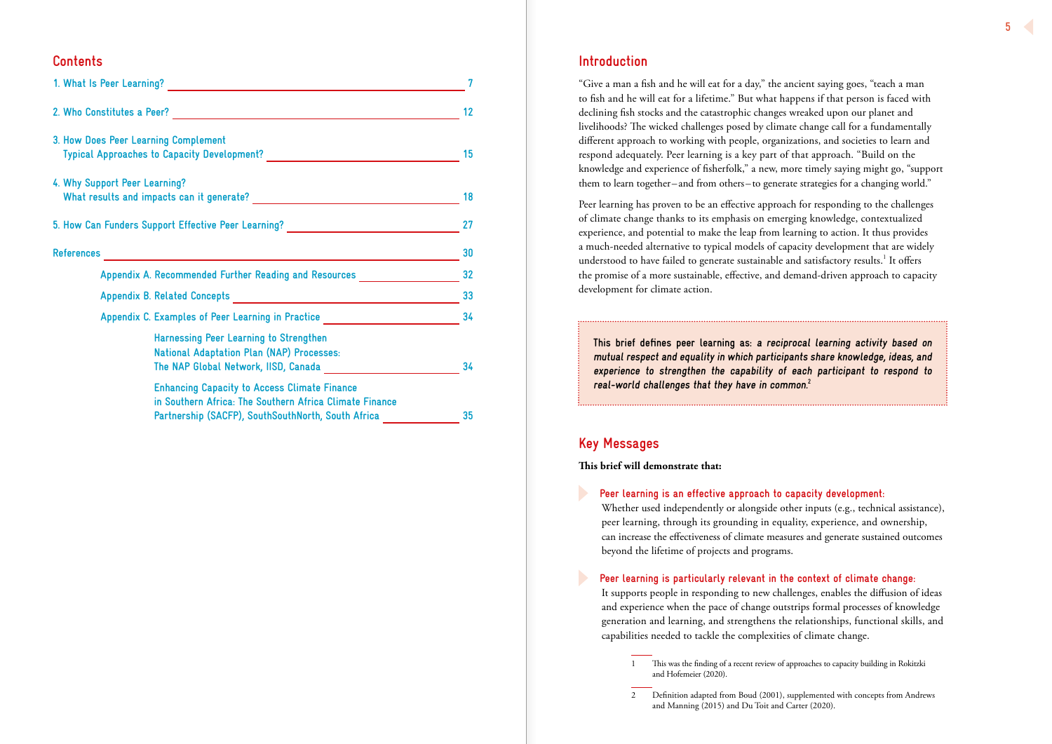## Contents

1. What Is Peer Learning? — 7
2. Who Constitutes a Peer? — 12
3. How Does Peer Learning Complement Typical Approaches to Capacity Development? — 15
4. Why Support Peer Learning? What results and impacts can it generate? — 18
5. How Can Funders Support Effective Peer Learning? — 27

References — 30

- Appendix A. Recommended Further Reading and Resources — 32
- Appendix B. Related Concepts — 33
- Appendix C. Examples of Peer Learning in Practice — 34
  - Harnessing Peer Learning to Strengthen National Adaptation Plan (NAP) Processes: The NAP Global Network, IISD, Canada — 34
  - Enhancing Capacity to Access Climate Finance in Southern Africa: The Southern Africa Climate Finance Partnership (SACFP), SouthSouthNorth, South Africa — 35

## Introduction

"Give a man a fish and he will eat for a day," the ancient saying goes, "teach a man to fish and he will eat for a lifetime." But what happens if that person is faced with declining fish stocks and the catastrophic changes wreaked upon our planet and livelihoods? The wicked challenges posed by climate change call for a fundamentally different approach to working with people, organizations, and societies to learn and respond adequately. Peer learning is a key part of that approach. "Build on the knowledge and experience of fisherfolk," a new, more timely saying might go, "support them to learn together–and from others–to generate strategies for a changing world."

Peer learning has proven to be an effective approach for responding to the challenges of climate change thanks to its emphasis on emerging knowledge, contextualized experience, and potential to make the leap from learning to action. It thus provides a much-needed alternative to typical models of capacity development that are widely understood to have failed to generate sustainable and satisfactory results.[1] It offers the promise of a more sustainable, effective, and demand-driven approach to capacity development for climate action.

> **This brief defines peer learning as:** ***a reciprocal learning activity based on mutual respect and equality in which participants share knowledge, ideas, and experience to strengthen the capability of each participant to respond to real-world challenges that they have in common.***[2]

## Key Messages

**This brief will demonstrate that:**

- **Peer learning is an effective approach to capacity development:** Whether used independently or alongside other inputs (e.g., technical assistance), peer learning, through its grounding in equality, experience, and ownership, can increase the effectiveness of climate measures and generate sustained outcomes beyond the lifetime of projects and programs.

- **Peer learning is particularly relevant in the context of climate change:** It supports people in responding to new challenges, enables the diffusion of ideas and experience when the pace of change outstrips formal processes of knowledge generation and learning, and strengthens the relationships, functional skills, and capabilities needed to tackle the complexities of climate change.

---

1 This was the finding of a recent review of approaches to capacity building in Rokitzki and Hofemeier (2020).

2 Definition adapted from Boud (2001), supplemented with concepts from Andrews and Manning (2015) and Du Toit and Carter (2020).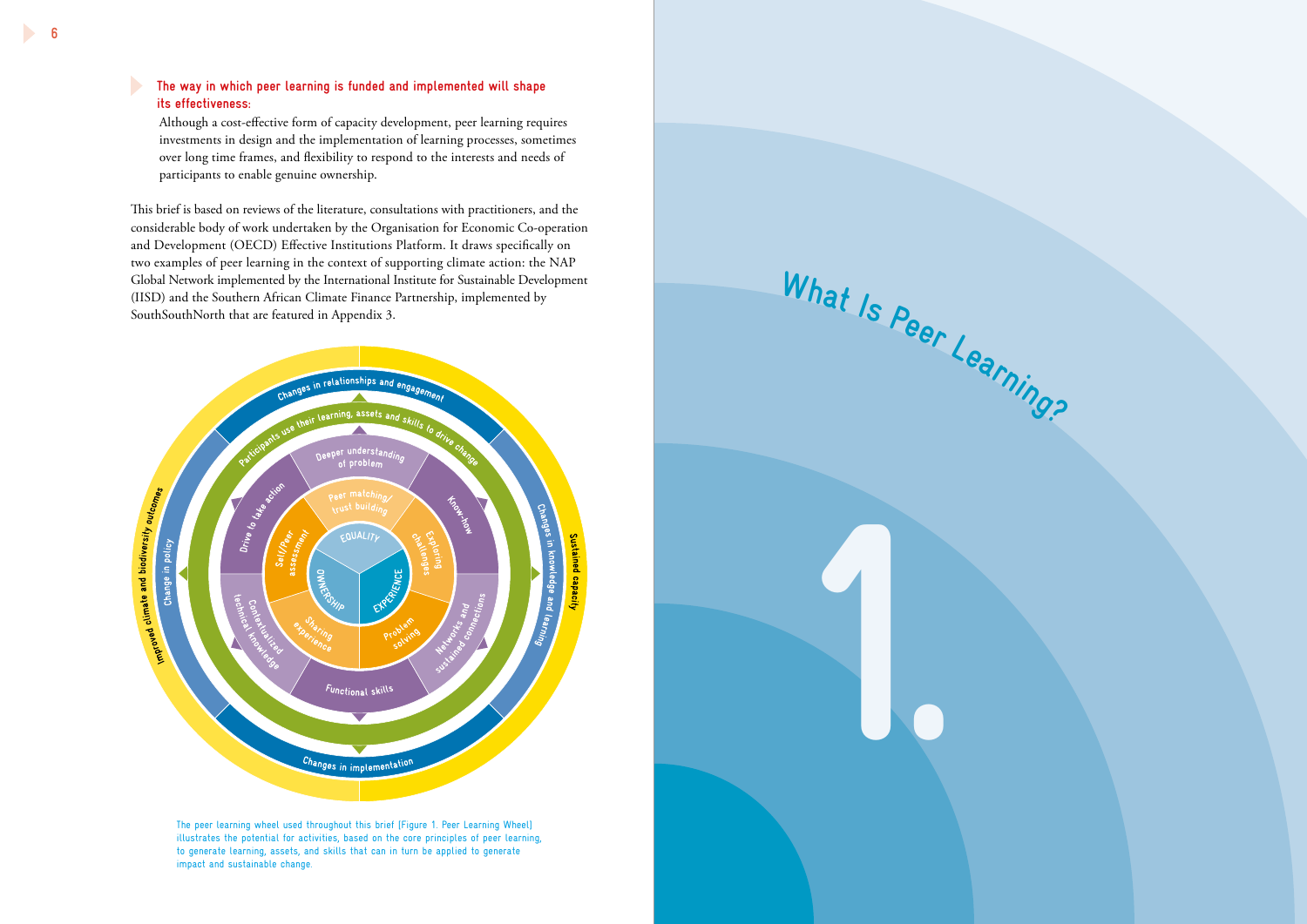**The way in which peer learning is funded and implemented will shape its effectiveness:**

Although a cost-effective form of capacity development, peer learning requires investments in design and the implementation of learning processes, sometimes over long time frames, and flexibility to respond to the interests and needs of participants to enable genuine ownership.

This brief is based on reviews of the literature, consultations with practitioners, and the considerable body of work undertaken by the Organisation for Economic Co-operation and Development (OECD) Effective Institutions Platform. It draws specifically on two examples of peer learning in the context of supporting climate action: the NAP Global Network implemented by the International Institute for Sustainable Development (IISD) and the Southern African Climate Finance Partnership, implemented by SouthSouthNorth that are featured in Appendix 3.

The peer learning wheel used throughout this brief (Figure 1. Peer Learning Wheel) illustrates the potential for activities, based on the core principles of peer learning, to generate learning, assets, and skills that can in turn be applied to generate impact and sustainable change.

# 1. What Is Peer Learning?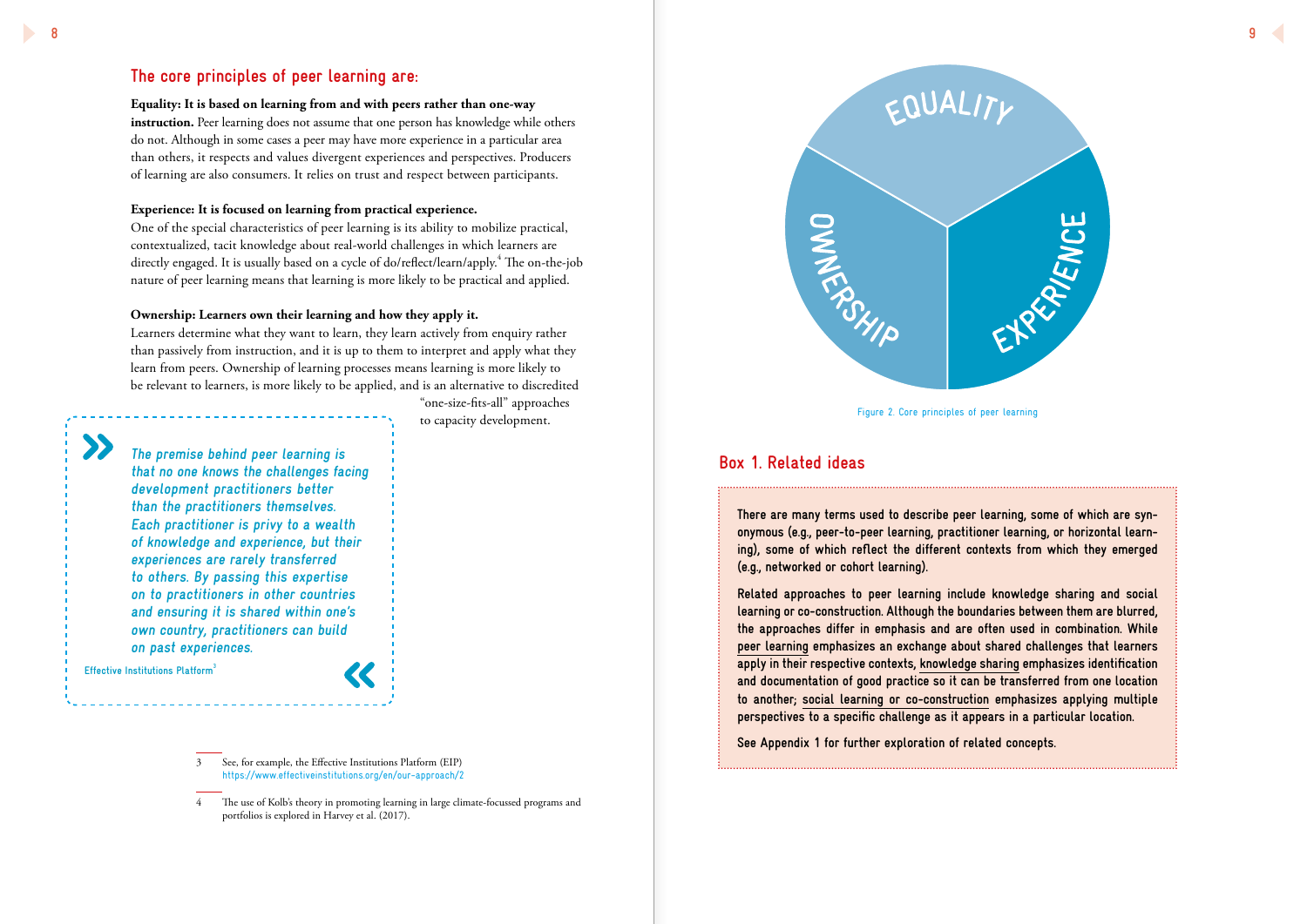## The core principles of peer learning are:

**Equality: It is based on learning from and with peers rather than one-way instruction.** Peer learning does not assume that one person has knowledge while others do not. Although in some cases a peer may have more experience in a particular area than others, it respects and values divergent experiences and perspectives. Producers of learning are also consumers. It relies on trust and respect between participants.

**Experience: It is focused on learning from practical experience.**
One of the special characteristics of peer learning is its ability to mobilize practical, contextualized, tacit knowledge about real-world challenges in which learners are directly engaged. It is usually based on a cycle of do/reflect/learn/apply.[4] The on-the-job nature of peer learning means that learning is more likely to be practical and applied.

**Ownership: Learners own their learning and how they apply it.**
Learners determine what they want to learn, they learn actively from enquiry rather than passively from instruction, and it is up to them to interpret and apply what they learn from peers. Ownership of learning processes means learning is more likely to be relevant to learners, is more likely to be applied, and is an alternative to discredited "one-size-fits-all" approaches to capacity development.

> *The premise behind peer learning is that no one knows the challenges facing development practitioners better than the practitioners themselves. Each practitioner is privy to a wealth of knowledge and experience, but their experiences are rarely transferred to others. By passing this expertise on to practitioners in other countries and ensuring it is shared within one's own country, practitioners can build on past experiences.*
>
> Effective Institutions Platform[3]

EQUALITY

OWNERSHIP

EXPERIENCE

Figure 2. Core principles of peer learning

## Box 1. Related ideas

There are many terms used to describe peer learning, some of which are synonymous (e.g., peer-to-peer learning, practitioner learning, or horizontal learning), some of which reflect the different contexts from which they emerged (e.g., networked or cohort learning).

Related approaches to peer learning include knowledge sharing and social learning or co-construction. Although the boundaries between them are blurred, the approaches differ in emphasis and are often used in combination. While peer learning emphasizes an exchange about shared challenges that learners apply in their respective contexts, knowledge sharing emphasizes identification and documentation of good practice so it can be transferred from one location to another; social learning or co-construction emphasizes applying multiple perspectives to a specific challenge as it appears in a particular location.

See Appendix 1 for further exploration of related concepts.

---

3 See, for example, the Effective Institutions Platform (EIP) https://www.effectiveinstitutions.org/en/our-approach/2

4 The use of Kolb's theory in promoting learning in large climate-focussed programs and portfolios is explored in Harvey et al. (2017).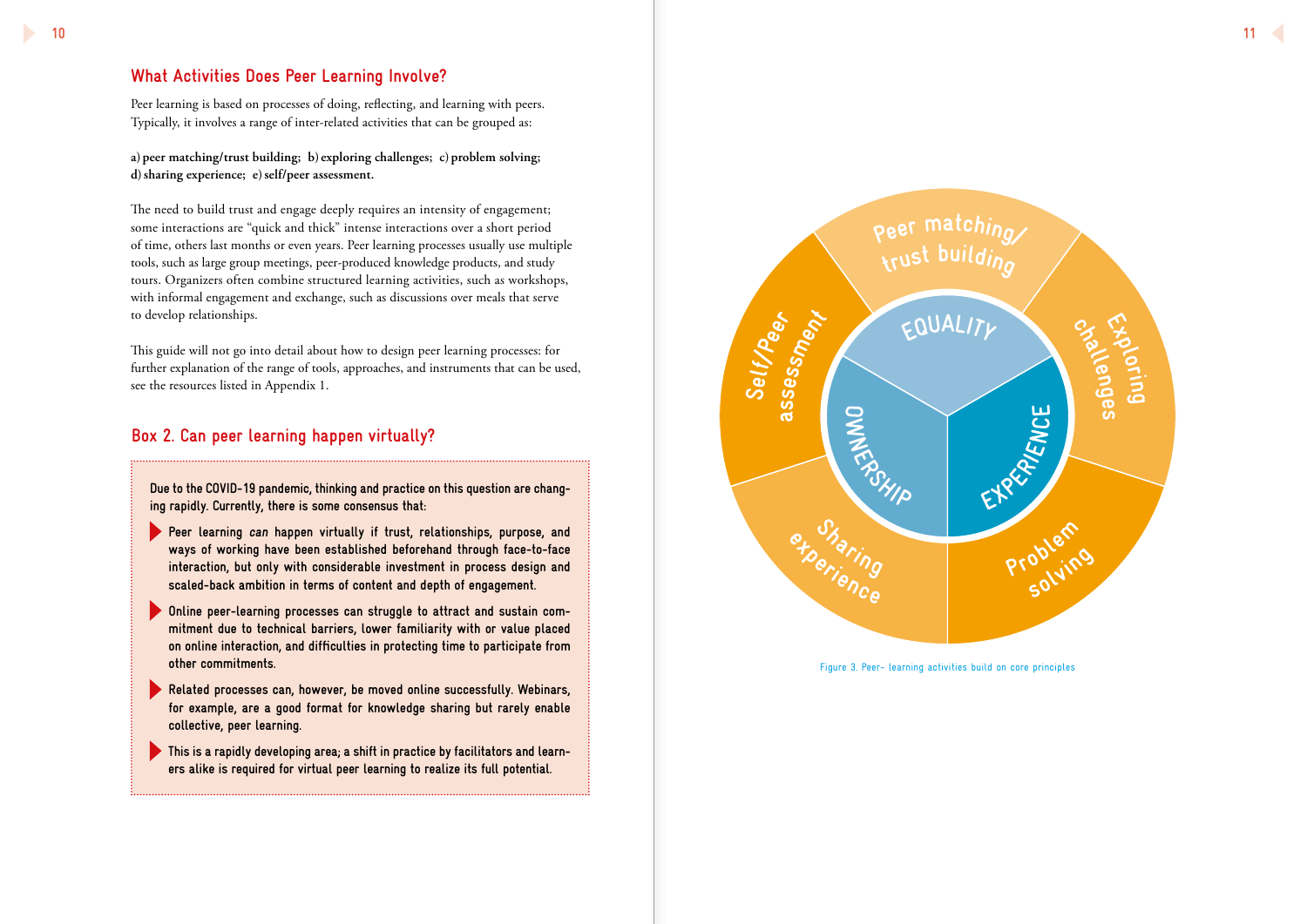## What Activities Does Peer Learning Involve?

Peer learning is based on processes of doing, reflecting, and learning with peers. Typically, it involves a range of inter-related activities that can be grouped as:

**a) peer matching/trust building; b) exploring challenges; c) problem solving; d) sharing experience; e) self/peer assessment.**

The need to build trust and engage deeply requires an intensity of engagement; some interactions are "quick and thick" intense interactions over a short period of time, others last months or even years. Peer learning processes usually use multiple tools, such as large group meetings, peer-produced knowledge products, and study tours. Organizers often combine structured learning activities, such as workshops, with informal engagement and exchange, such as discussions over meals that serve to develop relationships.

This guide will not go into detail about how to design peer learning processes: for further explanation of the range of tools, approaches, and instruments that can be used, see the resources listed in Appendix 1.

## Box 2. Can peer learning happen virtually?

Due to the COVID-19 pandemic, thinking and practice on this question are changing rapidly. Currently, there is some consensus that:

- Peer learning *can* happen virtually if trust, relationships, purpose, and ways of working have been established beforehand through face-to-face interaction, but only with considerable investment in process design and scaled-back ambition in terms of content and depth of engagement.
- Online peer-learning processes can struggle to attract and sustain commitment due to technical barriers, lower familiarity with or value placed on online interaction, and difficulties in protecting time to participate from other commitments.
- Related processes can, however, be moved online successfully. Webinars, for example, are a good format for knowledge sharing but rarely enable collective, peer learning.
- This is a rapidly developing area; a shift in practice by facilitators and learners alike is required for virtual peer learning to realize its full potential.

Peer matching/trust building

Exploring challenges

Problem solving

Sharing experience

Self/Peer assessment

EQUALITY

EXPERIENCE

OWNERSHIP

Figure 3. Peer- learning activities build on core principles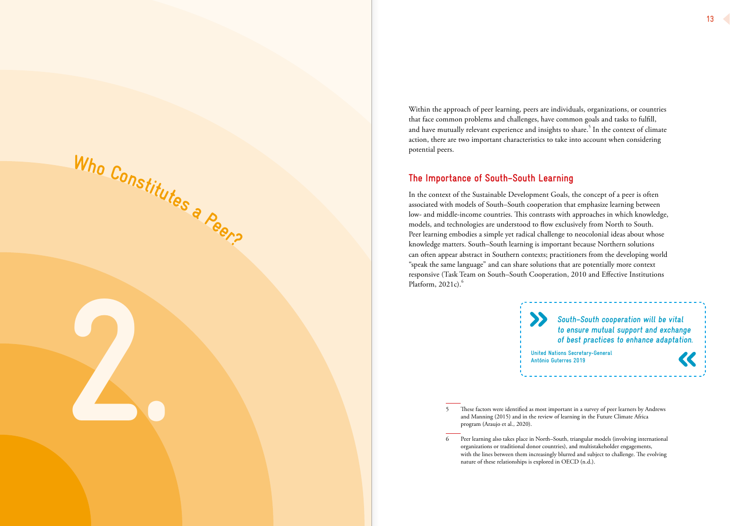# 2. Who Constitutes a Peer?

Within the approach of peer learning, peers are individuals, organizations, or countries that face common problems and challenges, have common goals and tasks to fulfill, and have mutually relevant experience and insights to share.[5] In the context of climate action, there are two important characteristics to take into account when considering potential peers.

## The Importance of South–South Learning

In the context of the Sustainable Development Goals, the concept of a peer is often associated with models of South–South cooperation that emphasize learning between low- and middle-income countries. This contrasts with approaches in which knowledge, models, and technologies are understood to flow exclusively from North to South. Peer learning embodies a simple yet radical challenge to neocolonial ideas about whose knowledge matters. South–South learning is important because Northern solutions can often appear abstract in Southern contexts; practitioners from the developing world "speak the same language" and can share solutions that are potentially more context responsive (Task Team on South–South Cooperation, 2010 and Effective Institutions Platform, 2021c).[6]

> *South–South cooperation will be vital to ensure mutual support and exchange of best practices to enhance adaptation.*
>
> **United Nations Secretary-General António Guterres 2019**

---

5 These factors were identified as most important in a survey of peer learners by Andrews and Manning (2015) and in the review of learning in the Future Climate Africa program (Araujo et al., 2020).

6 Peer learning also takes place in North–South, triangular models (involving international organizations or traditional donor countries), and multistakeholder engagements, with the lines between them increasingly blurred and subject to challenge. The evolving nature of these relationships is explored in OECD (n.d.).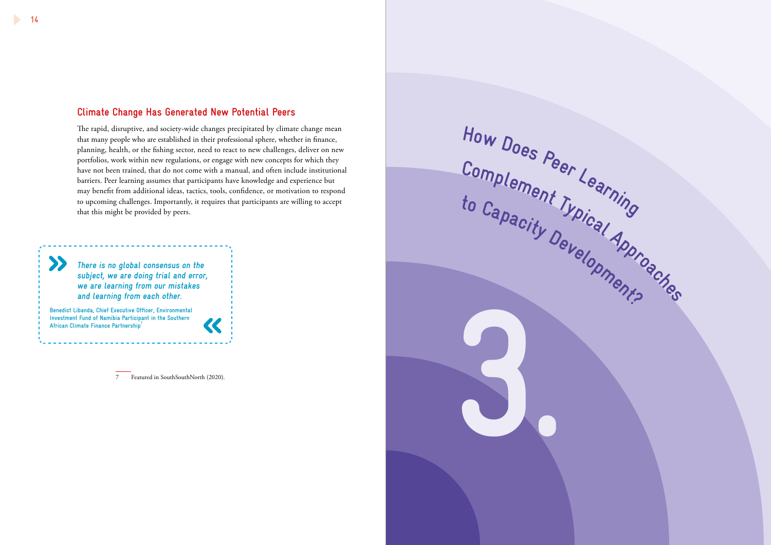## Climate Change Has Generated New Potential Peers

The rapid, disruptive, and society-wide changes precipitated by climate change mean that many people who are established in their professional sphere, whether in finance, planning, health, or the fishing sector, need to react to new challenges, deliver on new portfolios, work within new regulations, or engage with new concepts for which they have not been trained, that do not come with a manual, and often include institutional barriers. Peer learning assumes that participants have knowledge and experience but may benefit from additional ideas, tactics, tools, confidence, or motivation to respond to upcoming challenges. Importantly, it requires that participants are willing to accept that this might be provided by peers.

> *There is no global consensus on the subject, we are doing trial and error, we are learning from our mistakes and learning from each other.*
>
> Benedict Libanda, Chief Executive Officer, Environmental Investment Fund of Namibia Participant in the Southern African Climate Finance Partnership[7]

7 Featured in SouthSouthNorth (2020).

# 3. How Does Peer Learning Complement Typical Approaches to Capacity Development?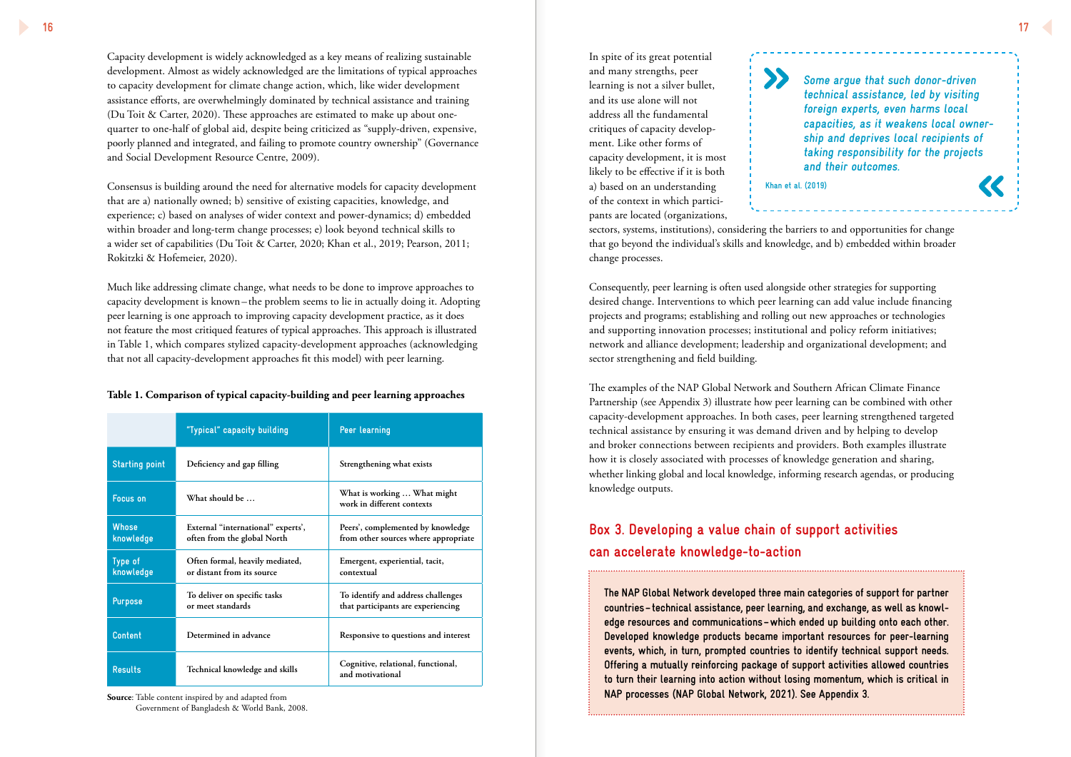Capacity development is widely acknowledged as a key means of realizing sustainable development. Almost as widely acknowledged are the limitations of typical approaches to capacity development for climate change action, which, like wider development assistance efforts, are overwhelmingly dominated by technical assistance and training (Du Toit & Carter, 2020). These approaches are estimated to make up about one-quarter to one-half of global aid, despite being criticized as "supply-driven, expensive, poorly planned and integrated, and failing to promote country ownership" (Governance and Social Development Resource Centre, 2009).

Consensus is building around the need for alternative models for capacity development that are a) nationally owned; b) sensitive of existing capacities, knowledge, and experience; c) based on analyses of wider context and power-dynamics; d) embedded within broader and long-term change processes; e) look beyond technical skills to a wider set of capabilities (Du Toit & Carter, 2020; Khan et al., 2019; Pearson, 2011; Rokitzki & Hofemeier, 2020).

Much like addressing climate change, what needs to be done to improve approaches to capacity development is known – the problem seems to lie in actually doing it. Adopting peer learning is one approach to improving capacity development practice, as it does not feature the most critiqued features of typical approaches. This approach is illustrated in Table 1, which compares stylized capacity-development approaches (acknowledging that not all capacity-development approaches fit this model) with peer learning.

**Table 1. Comparison of typical capacity-building and peer learning approaches**

| | "Typical" capacity building | Peer learning |
|---|---|---|
| Starting point | Deficiency and gap filling | Strengthening what exists |
| Focus on | What should be … | What is working … What might work in different contexts |
| Whose knowledge | External "international" experts', often from the global North | Peers', complemented by knowledge from other sources where appropriate |
| Type of knowledge | Often formal, heavily mediated, or distant from its source | Emergent, experiential, tacit, contextual |
| Purpose | To deliver on specific tasks or meet standards | To identify and address challenges that participants are experiencing |
| Content | Determined in advance | Responsive to questions and interest |
| Results | Technical knowledge and skills | Cognitive, relational, functional, and motivational |

**Source**: Table content inspired by and adapted from Government of Bangladesh & World Bank, 2008.

In spite of its great potential and many strengths, peer learning is not a silver bullet, and its use alone will not address all the fundamental critiques of capacity development. Like other forms of capacity development, it is most likely to be effective if it is both a) based on an understanding of the context in which participants are located (organizations, sectors, systems, institutions), considering the barriers to and opportunities for change that go beyond the individual's skills and knowledge, and b) embedded within broader change processes.

> *Some argue that such donor-driven technical assistance, led by visiting foreign experts, even harms local capacities, as it weakens local ownership and deprives local recipients of taking responsibility for the projects and their outcomes.*
>
> Khan et al. (2019)

Consequently, peer learning is often used alongside other strategies for supporting desired change. Interventions to which peer learning can add value include financing projects and programs; establishing and rolling out new approaches or technologies and supporting innovation processes; institutional and policy reform initiatives; network and alliance development; leadership and organizational development; and sector strengthening and field building.

The examples of the NAP Global Network and Southern African Climate Finance Partnership (see Appendix 3) illustrate how peer learning can be combined with other capacity-development approaches. In both cases, peer learning strengthened targeted technical assistance by ensuring it was demand driven and by helping to develop and broker connections between recipients and providers. Both examples illustrate how it is closely associated with processes of knowledge generation and sharing, whether linking global and local knowledge, informing research agendas, or producing knowledge outputs.

## Box 3. Developing a value chain of support activities can accelerate knowledge-to-action

The NAP Global Network developed three main categories of support for partner countries – technical assistance, peer learning, and exchange, as well as knowledge resources and communications – which ended up building onto each other. Developed knowledge products became important resources for peer-learning events, which, in turn, prompted countries to identify technical support needs. Offering a mutually reinforcing package of support activities allowed countries to turn their learning into action without losing momentum, which is critical in NAP processes (NAP Global Network, 2021). See Appendix 3.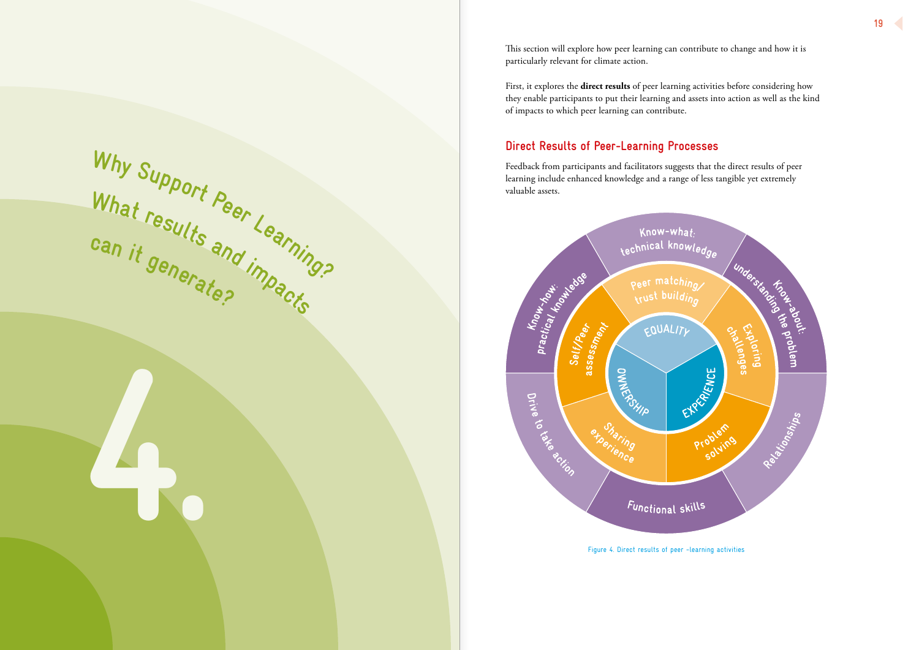# 4. Why Support Peer Learning? What results and impacts can it generate?

This section will explore how peer learning can contribute to change and how it is particularly relevant for climate action.

First, it explores the **direct results** of peer learning activities before considering how they enable participants to put their learning and assets into action as well as the kind of impacts to which peer learning can contribute.

## Direct Results of Peer-Learning Processes

Feedback from participants and facilitators suggests that the direct results of peer learning include enhanced knowledge and a range of less tangible yet extremely valuable assets.

EQUALITY
OWNERSHIP
EXPERIENCE

Peer matching/ trust building
Exploring challenges
Problem solving
Sharing experience
Self/Peer assessment

Know-what: technical knowledge
Know-about: understanding the problem
Relationships
Functional skills
Drive to take action
Know-how: practical knowledge

Figure 4. Direct results of peer -learning activities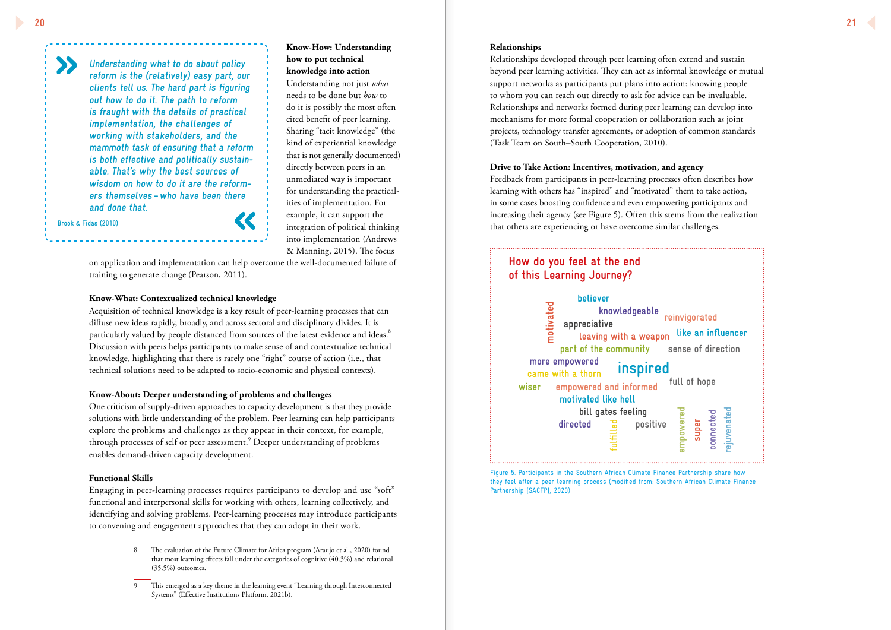> *Understanding what to do about policy reform is the (relatively) easy part, our clients tell us. The hard part is figuring out how to do it. The path to reform is fraught with the details of practical implementation, the challenges of working with stakeholders, and the mammoth task of ensuring that a reform is both effective and politically sustainable. That's why the best sources of wisdom on how to do it are the reformers themselves – who have been there and done that.*
>
> Brook & Fidas (2010)

**Know-How: Understanding how to put technical knowledge into action**
Understanding not just *what* needs to be done but *how* to do it is possibly the most often cited benefit of peer learning. Sharing "tacit knowledge" (the kind of experiential knowledge that is not generally documented) directly between peers in an unmediated way is important for understanding the practicalities of implementation. For example, it can support the integration of political thinking into implementation (Andrews & Manning, 2015). The focus on application and implementation can help overcome the well-documented failure of training to generate change (Pearson, 2011).

**Know-What: Contextualized technical knowledge**
Acquisition of technical knowledge is a key result of peer-learning processes that can diffuse new ideas rapidly, broadly, and across sectoral and disciplinary divides. It is particularly valued by people distanced from sources of the latest evidence and ideas.[8] Discussion with peers helps participants to make sense of and contextualize technical knowledge, highlighting that there is rarely one "right" course of action (i.e., that technical solutions need to be adapted to socio-economic and physical contexts).

**Know-About: Deeper understanding of problems and challenges**
One criticism of supply-driven approaches to capacity development is that they provide solutions with little understanding of the problem. Peer learning can help participants explore the problems and challenges as they appear in their context, for example, through processes of self or peer assessment.[9] Deeper understanding of problems enables demand-driven capacity development.

**Functional Skills**
Engaging in peer-learning processes requires participants to develop and use "soft" functional and interpersonal skills for working with others, learning collectively, and identifying and solving problems. Peer-learning processes may introduce participants to convening and engagement approaches that they can adopt in their work.

8 The evaluation of the Future Climate for Africa program (Araujo et al., 2020) found that most learning effects fall under the categories of cognitive (40.3%) and relational (35.5%) outcomes.

9 This emerged as a key theme in the learning event "Learning through Interconnected Systems" (Effective Institutions Platform, 2021b).

**Relationships**
Relationships developed through peer learning often extend and sustain beyond peer learning activities. They can act as informal knowledge or mutual support networks as participants put plans into action: knowing people to whom you can reach out directly to ask for advice can be invaluable. Relationships and networks formed during peer learning can develop into mechanisms for more formal cooperation or collaboration such as joint projects, technology transfer agreements, or adoption of common standards (Task Team on South–South Cooperation, 2010).

**Drive to Take Action: Incentives, motivation, and agency**
Feedback from participants in peer-learning processes often describes how learning with others has "inspired" and "motivated" them to take action, in some cases boosting confidence and even empowering participants and increasing their agency (see Figure 5). Often this stems from the realization that others are experiencing or have overcome similar challenges.

**How do you feel at the end of this Learning Journey?**

motivated, believer, knowledgeable, reinvigorated, appreciative, leaving with a weapon, like an influencer, part of the community, sense of direction, more empowered, inspired, came with a thorn, full of hope, wiser, empowered and informed, motivated like hell, bill gates feeling, directed, fulfilled, positive, empowered, super, connected, rejuvenated

Figure 5. Participants in the Southern African Climate Finance Partnership share how they feel after a peer learning process (modified from: Southern African Climate Finance Partnership [SACFP], 2020)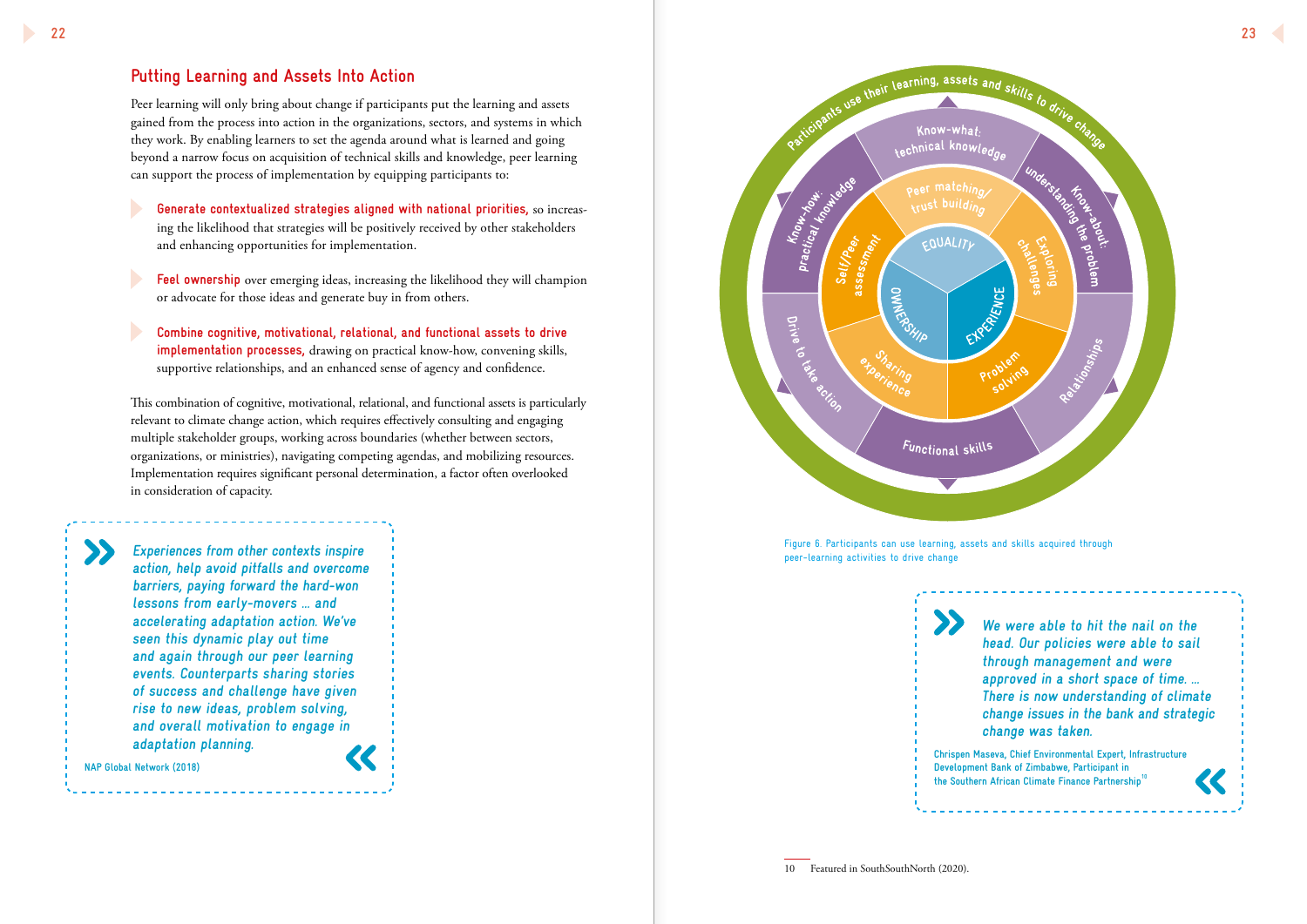## Putting Learning and Assets Into Action

Peer learning will only bring about change if participants put the learning and assets gained from the process into action in the organizations, sectors, and systems in which they work. By enabling learners to set the agenda around what is learned and going beyond a narrow focus on acquisition of technical skills and knowledge, peer learning can support the process of implementation by equipping participants to:

- **Generate contextualized strategies aligned with national priorities,** so increasing the likelihood that strategies will be positively received by other stakeholders and enhancing opportunities for implementation.
- **Feel ownership** over emerging ideas, increasing the likelihood they will champion or advocate for those ideas and generate buy in from others.
- **Combine cognitive, motivational, relational, and functional assets to drive implementation processes,** drawing on practical know-how, convening skills, supportive relationships, and an enhanced sense of agency and confidence.

This combination of cognitive, motivational, relational, and functional assets is particularly relevant to climate change action, which requires effectively consulting and engaging multiple stakeholder groups, working across boundaries (whether between sectors, organizations, or ministries), navigating competing agendas, and mobilizing resources. Implementation requires significant personal determination, a factor often overlooked in consideration of capacity.

> *Experiences from other contexts inspire action, help avoid pitfalls and overcome barriers, paying forward the hard-won lessons from early-movers … and accelerating adaptation action. We've seen this dynamic play out time and again through our peer learning events. Counterparts sharing stories of success and challenge have given rise to new ideas, problem solving, and overall motivation to engage in adaptation planning.*
>
> NAP Global Network (2018)

Participants use their learning, assets and skills to drive change

Know-what: technical knowledge

Know-about: understanding the problem

Relationships

Functional skills

Drive to take action

Know-how: practical knowledge

Peer matching/ trust building

Exploring challenges

Problem solving

Sharing experience

Self/Peer assessment

EQUALITY

EXPERIENCE

OWNERSHIP

Figure 6. Participants can use learning, assets and skills acquired through peer-learning activities to drive change

> *We were able to hit the nail on the head. Our policies were able to sail through management and were approved in a short space of time. … There is now understanding of climate change issues in the bank and strategic change was taken.*
>
> Chrispen Maseva, Chief Environmental Expert, Infrastructure Development Bank of Zimbabwe, Participant in the Southern African Climate Finance Partnership[10]

10 Featured in SouthSouthNorth (2020).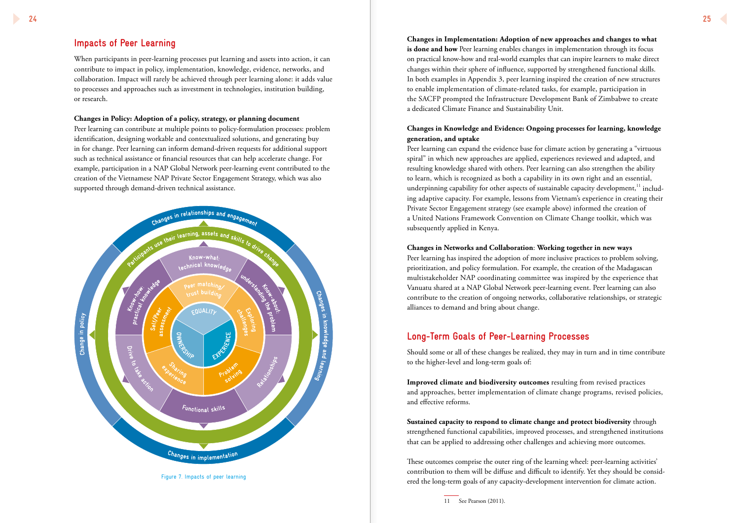## Impacts of Peer Learning

When participants in peer-learning processes put learning and assets into action, it can contribute to impact in policy, implementation, knowledge, evidence, networks, and collaboration. Impact will rarely be achieved through peer learning alone: it adds value to processes and approaches such as investment in technologies, institution building, or research.

**Changes in Policy: Adoption of a policy, strategy, or planning document**
Peer learning can contribute at multiple points to policy-formulation processes: problem identification, designing workable and contextualized solutions, and generating buy in for change. Peer learning can inform demand-driven requests for additional support such as technical assistance or financial resources that can help accelerate change. For example, participation in a NAP Global Network peer-learning event contributed to the creation of the Vietnamese NAP Private Sector Engagement Strategy, which was also supported through demand-driven technical assistance.

Figure 7. Impacts of peer learning

**Changes in Implementation: Adoption of new approaches and changes to what is done and how** Peer learning enables changes in implementation through its focus on practical know-how and real-world examples that can inspire learners to make direct changes within their sphere of influence, supported by strengthened functional skills. In both examples in Appendix 3, peer learning inspired the creation of new structures to enable implementation of climate-related tasks, for example, participation in the SACFP prompted the Infrastructure Development Bank of Zimbabwe to create a dedicated Climate Finance and Sustainability Unit.

**Changes in Knowledge and Evidence: Ongoing processes for learning, knowledge generation, and uptake**
Peer learning can expand the evidence base for climate action by generating a "virtuous spiral" in which new approaches are applied, experiences reviewed and adapted, and resulting knowledge shared with others. Peer learning can also strengthen the ability to learn, which is recognized as both a capability in its own right and an essential, underpinning capability for other aspects of sustainable capacity development,[11] including adaptive capacity. For example, lessons from Vietnam's experience in creating their Private Sector Engagement strategy (see example above) informed the creation of a United Nations Framework Convention on Climate Change toolkit, which was subsequently applied in Kenya.

**Changes in Networks and Collaboration: Working together in new ways**
Peer learning has inspired the adoption of more inclusive practices to problem solving, prioritization, and policy formulation. For example, the creation of the Madagascan multistakeholder NAP coordinating committee was inspired by the experience that Vanuatu shared at a NAP Global Network peer-learning event. Peer learning can also contribute to the creation of ongoing networks, collaborative relationships, or strategic alliances to demand and bring about change.

## Long-Term Goals of Peer-Learning Processes

Should some or all of these changes be realized, they may in turn and in time contribute to the higher-level and long-term goals of:

**Improved climate and biodiversity outcomes** resulting from revised practices and approaches, better implementation of climate change programs, revised policies, and effective reforms.

**Sustained capacity to respond to climate change and protect biodiversity** through strengthened functional capabilities, improved processes, and strengthened institutions that can be applied to addressing other challenges and achieving more outcomes.

These outcomes comprise the outer ring of the learning wheel: peer-learning activities' contribution to them will be diffuse and difficult to identify. Yet they should be considered the long-term goals of any capacity-development intervention for climate action.

11 See Pearson (2011).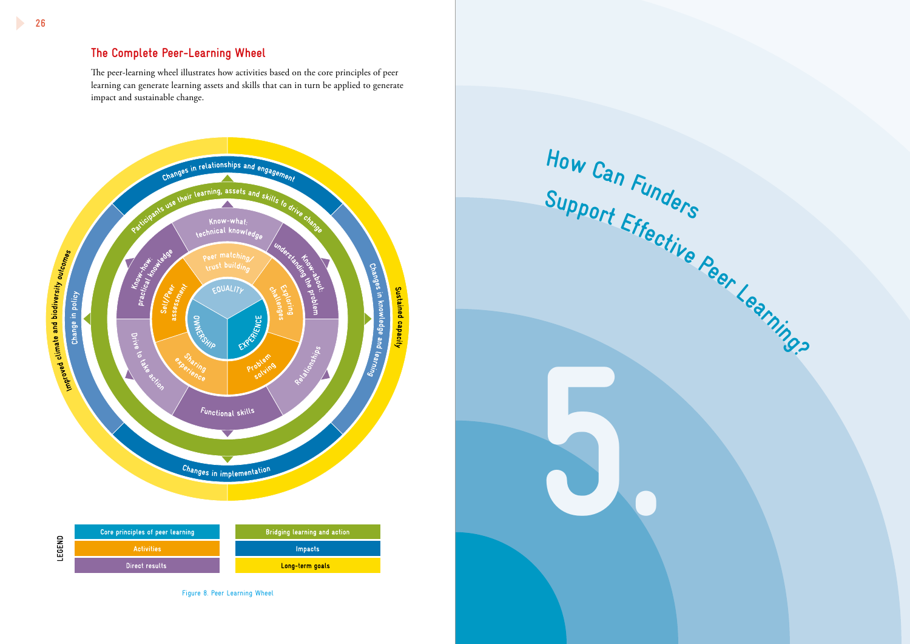## The Complete Peer-Learning Wheel

The peer-learning wheel illustrates how activities based on the core principles of peer learning can generate learning assets and skills that can in turn be applied to generate impact and sustainable change.

Changes in relationships and engagement

Participants use their learning, assets and skills to drive change

Know-what: technical knowledge

Know-how: practical knowledge

Know-about: understanding the problem

Peer matching/ trust building

Self/Peer assessment

Exploring challenges

EQUALITY

OWNERSHIP

EXPERIENCE

Sharing experience

Problem solving

Drive to take action

Relationships

Functional skills

Improved climate and biodiversity outcomes

Change in policy

Changes in knowledge and learning

Sustained capacity

Changes in implementation

**LEGEND**

| | |
|---|---|
| Core principles of peer learning | Bridging learning and action |
| Activities | Impacts |
| Direct results | Long-term goals |

Figure 8. Peer Learning Wheel

# 5. How Can Funders Support Effective Peer Learning?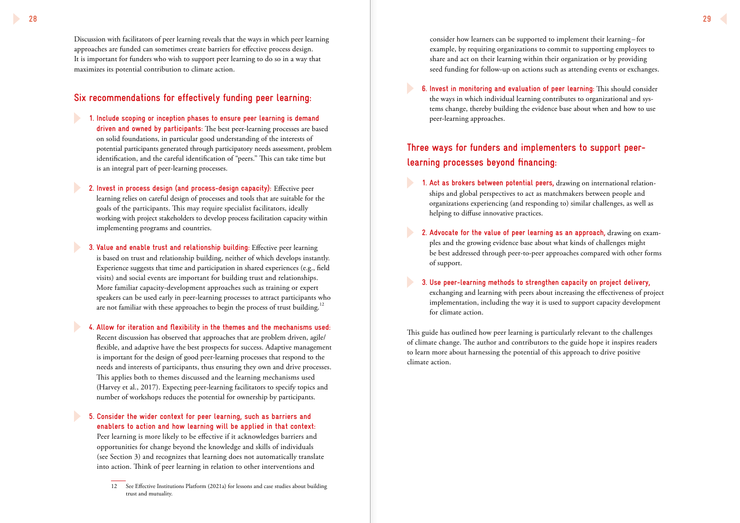Discussion with facilitators of peer learning reveals that the ways in which peer learning approaches are funded can sometimes create barriers for effective process design. It is important for funders who wish to support peer learning to do so in a way that maximizes its potential contribution to climate action.

## Six recommendations for effectively funding peer learning:

1. **Include scoping or inception phases to ensure peer learning is demand driven and owned by participants:** The best peer-learning processes are based on solid foundations, in particular good understanding of the interests of potential participants generated through participatory needs assessment, problem identification, and the careful identification of "peers." This can take time but is an integral part of peer-learning processes.

2. **Invest in process design (and process-design capacity):** Effective peer learning relies on careful design of processes and tools that are suitable for the goals of the participants. This may require specialist facilitators, ideally working with project stakeholders to develop process facilitation capacity within implementing programs and countries.

3. **Value and enable trust and relationship building:** Effective peer learning is based on trust and relationship building, neither of which develops instantly. Experience suggests that time and participation in shared experiences (e.g., field visits) and social events are important for building trust and relationships. More familiar capacity-development approaches such as training or expert speakers can be used early in peer-learning processes to attract participants who are not familiar with these approaches to begin the process of trust building.[12]

4. **Allow for iteration and flexibility in the themes and the mechanisms used:** Recent discussion has observed that approaches that are problem driven, agile/flexible, and adaptive have the best prospects for success. Adaptive management is important for the design of good peer-learning processes that respond to the needs and interests of participants, thus ensuring they own and drive processes. This applies both to themes discussed and the learning mechanisms used (Harvey et al., 2017). Expecting peer-learning facilitators to specify topics and number of workshops reduces the potential for ownership by participants.

5. **Consider the wider context for peer learning, such as barriers and enablers to action and how learning will be applied in that context:** Peer learning is more likely to be effective if it acknowledges barriers and opportunities for change beyond the knowledge and skills of individuals (see Section 3) and recognizes that learning does not automatically translate into action. Think of peer learning in relation to other interventions and consider how learners can be supported to implement their learning – for example, by requiring organizations to commit to supporting employees to share and act on their learning within their organization or by providing seed funding for follow-up on actions such as attending events or exchanges.

6. **Invest in monitoring and evaluation of peer learning:** This should consider the ways in which individual learning contributes to organizational and systems change, thereby building the evidence base about when and how to use peer-learning approaches.

## Three ways for funders and implementers to support peer-learning processes beyond financing:

1. **Act as brokers between potential peers,** drawing on international relationships and global perspectives to act as matchmakers between people and organizations experiencing (and responding to) similar challenges, as well as helping to diffuse innovative practices.

2. **Advocate for the value of peer learning as an approach,** drawing on examples and the growing evidence base about what kinds of challenges might be best addressed through peer-to-peer approaches compared with other forms of support.

3. **Use peer-learning methods to strengthen capacity on project delivery,** exchanging and learning with peers about increasing the effectiveness of project implementation, including the way it is used to support capacity development for climate action.

This guide has outlined how peer learning is particularly relevant to the challenges of climate change. The author and contributors to the guide hope it inspires readers to learn more about harnessing the potential of this approach to drive positive climate action.

---

12 See Effective Institutions Platform (2021a) for lessons and case studies about building trust and mutuality.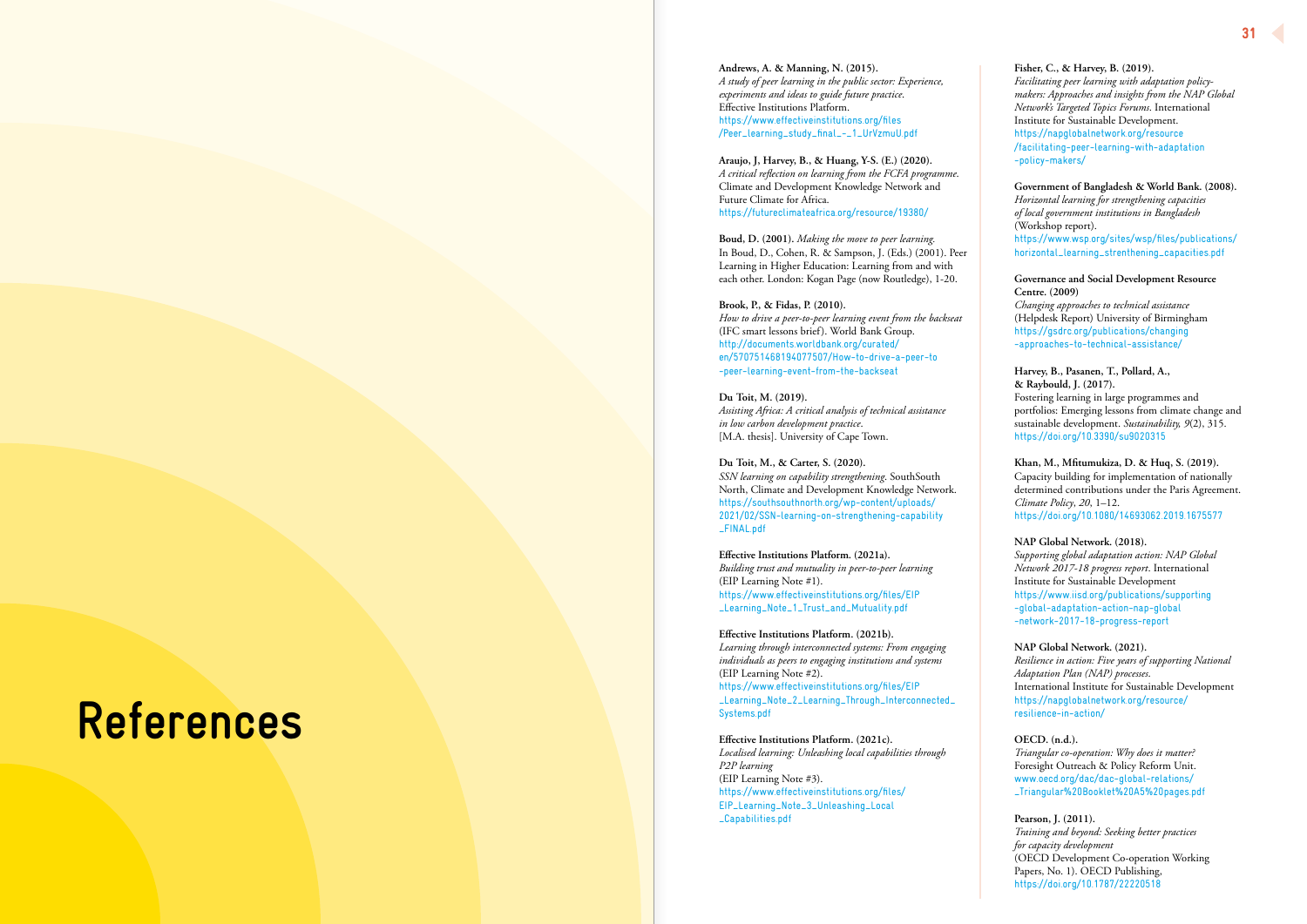# References

**Andrews, A. & Manning, N. (2015).**
*A study of peer learning in the public sector: Experience, experiments and ideas to guide future practice.*
Effective Institutions Platform.
https://www.effectiveinstitutions.org/files/Peer_Learning_study_final_-_1_UrVzmuU.pdf

**Araujo, J, Harvey, B., & Huang, Y-S. (E.) (2020).**
*A critical reflection on learning from the FCFA programme.*
Climate and Development Knowledge Network and Future Climate for Africa.
https://futureclimateafrica.org/resource/19380/

**Boud, D. (2001).** *Making the move to peer learning.*
In Boud, D., Cohen, R. & Sampson, J. (Eds.) (2001). Peer Learning in Higher Education: Learning from and with each other. London: Kogan Page (now Routledge), 1-20.

**Brook, P., & Fidas, P. (2010).**
*How to drive a peer-to-peer learning event from the backseat*
(IFC smart lessons brief). World Bank Group.
http://documents.worldbank.org/curated/en/570751468194077507/How-to-drive-a-peer-to-peer-learning-event-from-the-backseat

**Du Toit, M. (2019).**
*Assisting Africa: A critical analysis of technical assistance in low carbon development practice.*
[M.A. thesis]. University of Cape Town.

**Du Toit, M., & Carter, S. (2020).**
*SSN learning on capability strengthening.* SouthSouth North, Climate and Development Knowledge Network.
https://southsouthnorth.org/wp-content/uploads/2021/02/SSN-learning-on-strengthening-capability_FINAL.pdf

**Effective Institutions Platform. (2021a).**
*Building trust and mutuality in peer-to-peer learning*
(EIP Learning Note #1).
https://www.effectiveinstitutions.org/files/EIP_Learning_Note_1_Trust_and_Mutuality.pdf

**Effective Institutions Platform. (2021b).**
*Learning through interconnected systems: From engaging individuals as peers to engaging institutions and systems*
(EIP Learning Note #2).
https://www.effectiveinstitutions.org/files/EIP_Learning_Note_2_Learning_Through_Interconnected_Systems.pdf

**Effective Institutions Platform. (2021c).**
*Localised learning: Unleashing local capabilities through P2P learning*
(EIP Learning Note #3).
https://www.effectiveinstitutions.org/files/EIP_Learning_Note_3_Unleashing_Local_Capabilities.pdf

**Fisher, C., & Harvey, B. (2019).**
*Facilitating peer learning with adaptation policy-makers: Approaches and insights from the NAP Global Network's Targeted Topics Forums.* International Institute for Sustainable Development.
https://napglobalnetwork.org/resource/facilitating-peer-learning-with-adaptation-policy-makers/

**Government of Bangladesh & World Bank. (2008).**
*Horizontal learning for strengthening capacities of local government institutions in Bangladesh*
(Workshop report).
https://www.wsp.org/sites/wsp/files/publications/horizontal_learning_strenthening_capacities.pdf

**Governance and Social Development Resource Centre. (2009)**
*Changing approaches to technical assistance*
(Helpdesk Report) University of Birmingham
https://gsdrc.org/publications/changing-approaches-to-technical-assistance/

**Harvey, B., Pasanen, T., Pollard, A., & Raybould, J. (2017).**
Fostering learning in large programmes and portfolios: Emerging lessons from climate change and sustainable development. *Sustainability, 9*(2), 315.
https://doi.org/10.3390/su9020315

**Khan, M., Mfitumukiza, D. & Huq, S. (2019).**
Capacity building for implementation of nationally determined contributions under the Paris Agreement.
*Climate Policy, 20*, 1–12.
https://doi.org/10.1080/14693062.2019.1675577

**NAP Global Network. (2018).**
*Supporting global adaptation action: NAP Global Network 2017-18 progress report.* International Institute for Sustainable Development
https://www.iisd.org/publications/supporting-global-adaptation-action-nap-global-network-2017-18-progress-report

**NAP Global Network. (2021).**
*Resilience in action: Five years of supporting National Adaptation Plan (NAP) processes.*
International Institute for Sustainable Development
https://napglobalnetwork.org/resource/resilience-in-action/

**OECD. (n.d.).**
*Triangular co-operation: Why does it matter?*
Foresight Outreach & Policy Reform Unit.
www.oecd.org/dac/dac-global-relations/_Triangular%20Booklet%20A5%20pages.pdf

**Pearson, J. (2011).**
*Training and beyond: Seeking better practices for capacity development*
(OECD Development Co-operation Working Papers, No. 1). OECD Publishing,
https://doi.org/10.1787/22220518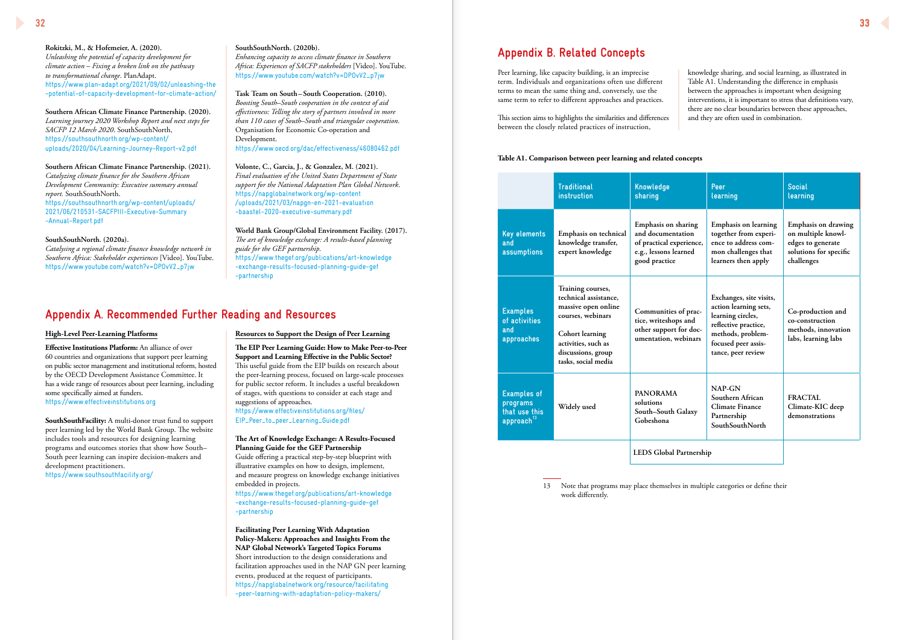**Rokitzki, M., & Hofemeier, A. (2020).** *Unleashing the potential of capacity development for climate action – Fixing a broken link on the pathway to transformational change*. PlanAdapt. https://www.plan-adapt.org/2021/09/02/unleashing-the-potential-of-capacity-development-for-climate-action/

**Southern African Climate Finance Partnership. (2020).** *Learning journey 2020 Workshop Report and next steps for SACFP 12 March 2020*. SouthSouthNorth, https://southsouthnorth.org/wp-content/uploads/2020/04/Learning-Journey-Report-v2.pdf

**Southern African Climate Finance Partnership. (2021).** *Catalyzing climate finance for the Southern African Development Community: Executive summary annual report*. SouthSouthNorth. https://southsouthnorth.org/wp-content/uploads/2021/06/210531-SACFPIII-Executive-Summary-Annual-Report.pdf

**SouthSouthNorth. (2020a).** *Catalysing a regional climate finance knowledge network in Southern Africa: Stakeholder experiences* [Video]. YouTube. https://www.youtube.com/watch?v=DPOvV2_p7jw

**SouthSouthNorth. (2020b).** *Enhancing capacity to access climate finance in Southern Africa: Experiences of SACFP stakeholders* [Video]. YouTube. https://www.youtube.com/watch?v=DPOvV2_p7jw

**Task Team on South–South Cooperation. (2010).** *Boosting South–South cooperation in the context of aid effectiveness: Telling the story of partners involved in more than 110 cases of South–South and triangular cooperation*. Organisation for Economic Co-operation and Development. https://www.oecd.org/dac/effectiveness/46080462.pdf

**Volonte, C., Garcia, J., & Gonzalez, M. (2021).** *Final evaluation of the United States Department of State support for the National Adaptation Plan Global Network*. https://napglobalnetwork.org/wp-content/uploads/2021/03/napgn-en-2021-evaluation-baastel-2020-executive-summary.pdf

**World Bank Group/Global Environment Facility. (2017).** *The art of knowledge exchange: A results-based planning guide for the GEF partnership*. https://www.thegef.org/publications/art-knowledge-exchange-results-focused-planning-guide-gef-partnership

## Appendix A. Recommended Further Reading and Resources

### High-Level Peer-Learning Platforms

**Effective Institutions Platform:** An alliance of over 60 countries and organizations that support peer learning on public sector management and institutional reform, hosted by the OECD Development Assistance Committee. It has a wide range of resources about peer learning, including some specifically aimed at funders. https://www.effectiveinstitutions.org

**SouthSouthFacility:** A multi-donor trust fund to support peer learning led by the World Bank Group. The website includes tools and resources for designing learning programs and outcomes stories that show how South–South peer learning can inspire decision-makers and development practitioners. https://www.southsouthfacility.org/

### Resources to Support the Design of Peer Learning

**The EIP Peer Learning Guide: How to Make Peer-to-Peer Support and Learning Effective in the Public Sector?** This useful guide from the EIP builds on research about the peer-learning process, focused on large-scale processes for public sector reform. It includes a useful breakdown of stages, with questions to consider at each stage and suggestions of approaches. https://www.effectiveinstitutions.org/files/EIP_Peer_to_peer_Learning_Guide.pdf

**The Art of Knowledge Exchange: A Results-Focused Planning Guide for the GEF Partnership** Guide offering a practical step-by-step blueprint with illustrative examples on how to design, implement, and measure progress on knowledge exchange initiatives embedded in projects. https://www.thegef.org/publications/art-knowledge-exchange-results-focused-planning-guide-gef-partnership

**Facilitating Peer Learning With Adaptation Policy-Makers: Approaches and Insights From the NAP Global Network's Targeted Topics Forums** Short introduction to the design considerations and facilitation approaches used in the NAP GN peer learning events, produced at the request of participants. https://napglobalnetwork.org/resource/facilitating-peer-learning-with-adaptation-policy-makers/

## Appendix B. Related Concepts

Peer learning, like capacity building, is an imprecise term. Individuals and organizations often use different terms to mean the same thing and, conversely, use the same term to refer to different approaches and practices.

This section aims to highlight the similarities and differences between the closely related practices of instruction, knowledge sharing, and social learning, as illustrated in Table A1. Understanding the difference in emphasis between the approaches is important when designing interventions, it is important to stress that definitions vary, there are no clear boundaries between these approaches, and they are often used in combination.

**Table A1. Comparison between peer learning and related concepts**

| | Traditional instruction | Knowledge sharing | Peer learning | Social learning |
|---|---|---|---|---|
| Key elements and assumptions | Emphasis on technical knowledge transfer, expert knowledge | Emphasis on sharing and documentation of practical experience, e.g., lessons learned good practice | Emphasis on learning together from experience to address common challenges that learners then apply | Emphasis on drawing on multiple knowledges to generate solutions for specific challenges |
| Examples of activities and approaches | Training courses, technical assistance, massive open online courses, webinars<br><br>Cohort learning activities, such as discussions, group tasks, social media | Communities of practice, writeshops and other support for documentation, webinars | Exchanges, site visits, action learning sets, learning circles, reflective practice, methods, problem-focused peer assistance, peer review | Co-production and co-construction methods, innovation labs, learning labs |
| Examples of programs that use this approach[13] | Widely used | PANORAMA solutions<br>South–South Galaxy<br>Gobeshona | NAP-GN<br>Southern African Climate Finance Partnership<br>SouthSouthNorth | FRACTAL<br>Climate-KIC deep demonstrations |
| | | LEDS Global Partnership | LEDS Global Partnership | |

13 Note that programs may place themselves in multiple categories or define their work differently.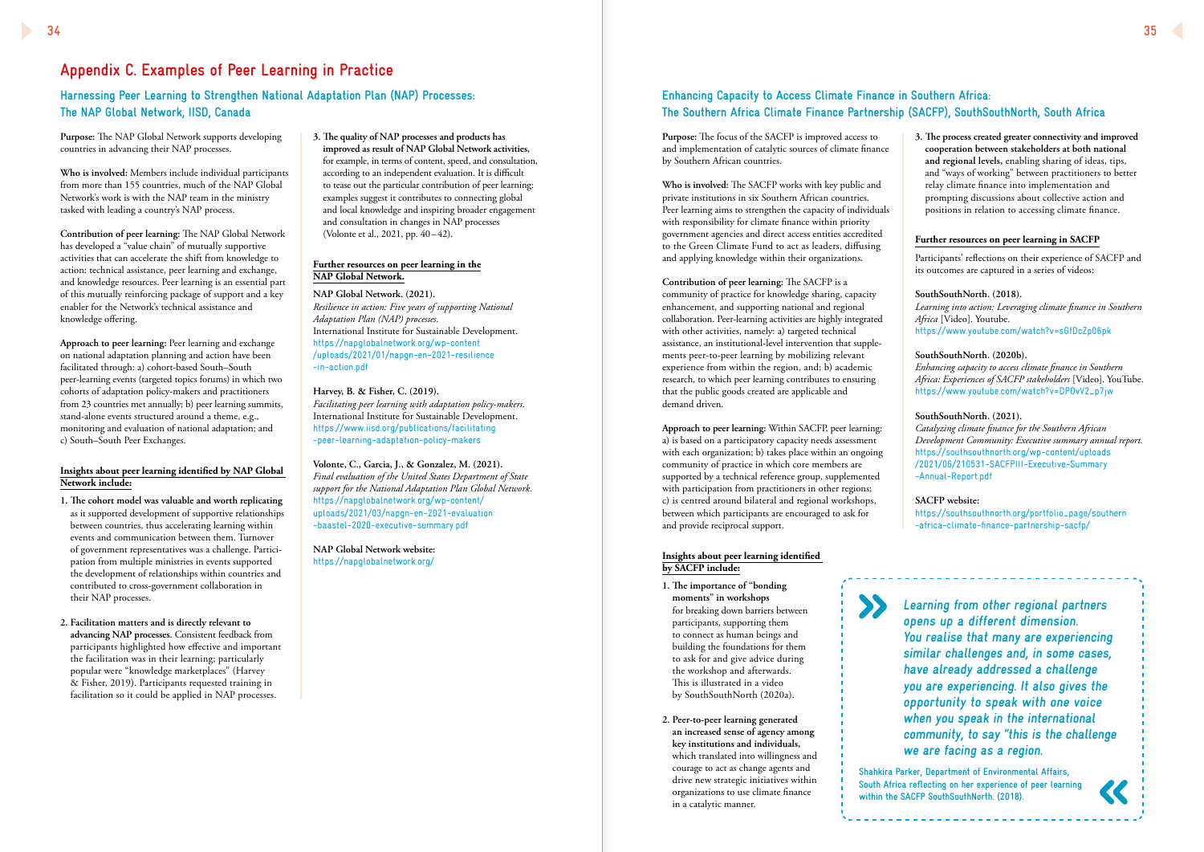# Appendix C. Examples of Peer Learning in Practice

## Harnessing Peer Learning to Strengthen National Adaptation Plan (NAP) Processes: The NAP Global Network, IISD, Canada

**Purpose:** The NAP Global Network supports developing countries in advancing their NAP processes.

**Who is involved:** Members include individual participants from more than 155 countries, much of the NAP Global Network's work is with the NAP team in the ministry tasked with leading a country's NAP process.

**Contribution of peer learning:** The NAP Global Network has developed a "value chain" of mutually supportive activities that can accelerate the shift from knowledge to action: technical assistance, peer learning and exchange, and knowledge resources. Peer learning is an essential part of this mutually reinforcing package of support and a key enabler for the Network's technical assistance and knowledge offering.

**Approach to peer learning:** Peer learning and exchange on national adaptation planning and action have been facilitated through: a) cohort-based South–South peer-learning events (targeted topics forums) in which two cohorts of adaptation policy-makers and practitioners from 23 countries met annually; b) peer learning summits, stand-alone events structured around a theme, e.g., monitoring and evaluation of national adaptation; and c) South–South Peer Exchanges.

**Insights about peer learning identified by NAP Global Network include:**

1. **The cohort model was valuable and worth replicating** as it supported development of supportive relationships between countries, thus accelerating learning within events and communication between them. Turnover of government representatives was a challenge. Participation from multiple ministries in events supported the development of relationships within countries and contributed to cross-government collaboration in their NAP processes.

2. **Facilitation matters and is directly relevant to advancing NAP processes.** Consistent feedback from participants highlighted how effective and important the facilitation was in their learning; particularly popular were "knowledge marketplaces" (Harvey & Fisher, 2019). Participants requested training in facilitation so it could be applied in NAP processes.

3. **The quality of NAP processes and products has improved as result of NAP Global Network activities,** for example, in terms of content, speed, and consultation, according to an independent evaluation. It is difficult to tease out the particular contribution of peer learning: examples suggest it contributes to connecting global and local knowledge and inspiring broader engagement and consultation in changes in NAP processes (Volonte et al., 2021, pp. 40–42).

**Further resources on peer learning in the NAP Global Network.**

**NAP Global Network. (2021).**
*Resilience in action: Five years of supporting National Adaptation Plan (NAP) processes.*
International Institute for Sustainable Development.
https://napglobalnetwork.org/wp-content/uploads/2021/01/napgn-en-2021-resilience-in-action.pdf

**Harvey, B. & Fisher, C. (2019).**
*Facilitating peer learning with adaptation policy-makers.*
International Institute for Sustainable Development.
https://www.iisd.org/publications/facilitating-peer-learning-adaptation-policy-makers

**Volonte, C., Garcia, J., & Gonzalez, M. (2021).**
*Final evaluation of the United States Department of State support for the National Adaptation Plan Global Network.*
https://napglobalnetwork.org/wp-content/uploads/2021/03/napgn-en-2021-evaluation-baastel-2020-executive-summary.pdf

**NAP Global Network website:**
https://napglobalnetwork.org/

## Enhancing Capacity to Access Climate Finance in Southern Africa: The Southern Africa Climate Finance Partnership (SACFP), SouthSouthNorth, South Africa

**Purpose:** The focus of the SACFP is improved access to and implementation of catalytic sources of climate finance by Southern African countries.

**Who is involved:** The SACFP works with key public and private institutions in six Southern African countries. Peer learning aims to strengthen the capacity of individuals with responsibility for climate finance within priority government agencies and direct access entities accredited to the Green Climate Fund to act as leaders, diffusing and applying knowledge within their organizations.

**Contribution of peer learning:** The SACFP is a community of practice for knowledge sharing, capacity enhancement, and supporting national and regional collaboration. Peer-learning activities are highly integrated with other activities, namely: a) targeted technical assistance, an institutional-level intervention that supplements peer-to-peer learning by mobilizing relevant experience from within the region, and; b) academic research, to which peer learning contributes to ensuring that the public goods created are applicable and demand driven.

**Approach to peer learning:** Within SACFP, peer learning: a) is based on a participatory capacity needs assessment with each organization; b) takes place within an ongoing community of practice in which core members are supported by a technical reference group, supplemented with participation from practitioners in other regions; c) is centred around bilateral and regional workshops, between which participants are encouraged to ask for and provide reciprocal support.

**Insights about peer learning identified by SACFP include:**

1. **The importance of "bonding moments" in workshops** for breaking down barriers between participants, supporting them to connect as human beings and building the foundations for them to ask for and give advice during the workshop and afterwards. This is illustrated in a video by SouthSouthNorth (2020a).

2. **Peer-to-peer learning generated an increased sense of agency among key institutions and individuals,** which translated into willingness and courage to act as change agents and drive new strategic initiatives within organizations to use climate finance in a catalytic manner.

3. **The process created greater connectivity and improved cooperation between stakeholders at both national and regional levels,** enabling sharing of ideas, tips, and "ways of working" between practitioners to better relay climate finance into implementation and prompting discussions about collective action and positions in relation to accessing climate finance.

**Further resources on peer learning in SACFP**

Participants' reflections on their experience of SACFP and its outcomes are captured in a series of videos:

**SouthSouthNorth. (2018).**
*Learning into action: Leveraging climate finance in Southern Africa* [Video]. Youtube.
https://www.youtube.com/watch?v=sGfDcZp06pk

**SouthSouthNorth. (2020b).**
*Enhancing capacity to access climate finance in Southern Africa: Experiences of SACFP stakeholders* [Video]. YouTube.
https://www.youtube.com/watch?v=DPOvV2_p7jw

**SouthSouthNorth. (2021).**
*Catalyzing climate finance for the Southern African Development Community: Executive summary annual report.*
https://southsouthnorth.org/wp-content/uploads/2021/06/210531-SACFPIII-Executive-Summary-Annual-Report.pdf

**SACFP website:**
https://southsouthnorth.org/portfolio_page/southern-africa-climate-finance-partnership-sacfp/

> *Learning from other regional partners opens up a different dimension. You realise that many are experiencing similar challenges and, in some cases, have already addressed a challenge you are experiencing. It also gives the opportunity to speak with one voice when you speak in the international community, to say "this is the challenge we are facing as a region.*
>
> Shahkira Parker, Department of Environmental Affairs, South Africa reflecting on her experience of peer learning within the SACFP SouthSouthNorth. (2018).